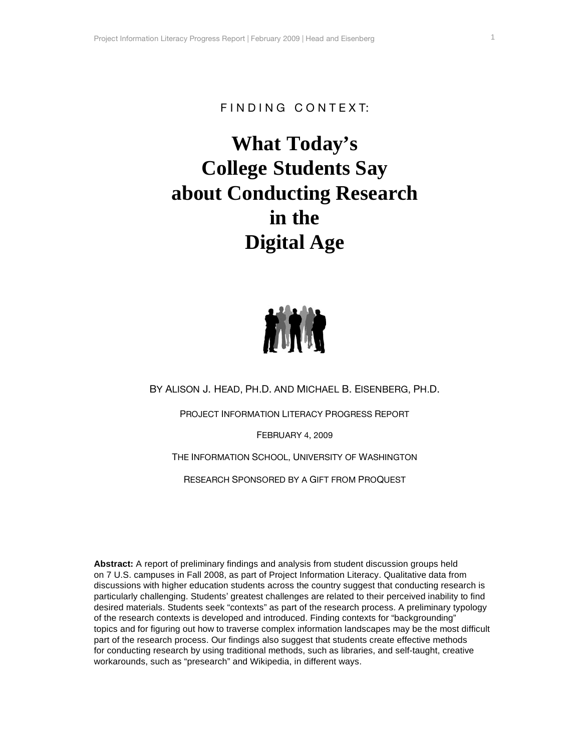FINDING CONTEXT:

# What Today's College Students Say about Conducting Research in the Digital Age

BY ALISON J. HEAD, PH.D. AND MICHAEL B. EISENBERG, PH.D.

PROJECT INFORMATION LITERACY PROGRESS REPORT

FEBRUARY 4, 2009

THE INFORMATION SCHOOL, UNIVERSITY OF WASHINGTON

RESEARCH SPONSORED BY A GIFT FROM PROQUEST

**Abstract:** A report of preliminary findings and analysis from student discussion groups held on 7 U.S. campuses in Fall 2008, as part of Project Information Literacy. Qualitative data from discussions with higher education students across the country suggest that conducting research is particularly challenging. Students' greatest challenges are related to their perceived inability to find desired materials. Students seek "contexts" as part of the research process. A preliminary typology of the research contexts is developed and introduced. Finding contexts for "backgrounding" topics and for figuring out how to traverse complex information landscapes may be the most difficult part of the research process. Our findings also suggest that students create effective methods for conducting research by using traditional methods, such as libraries, and self-taught, creative workarounds, such as "presearch" and Wikipedia, in different ways.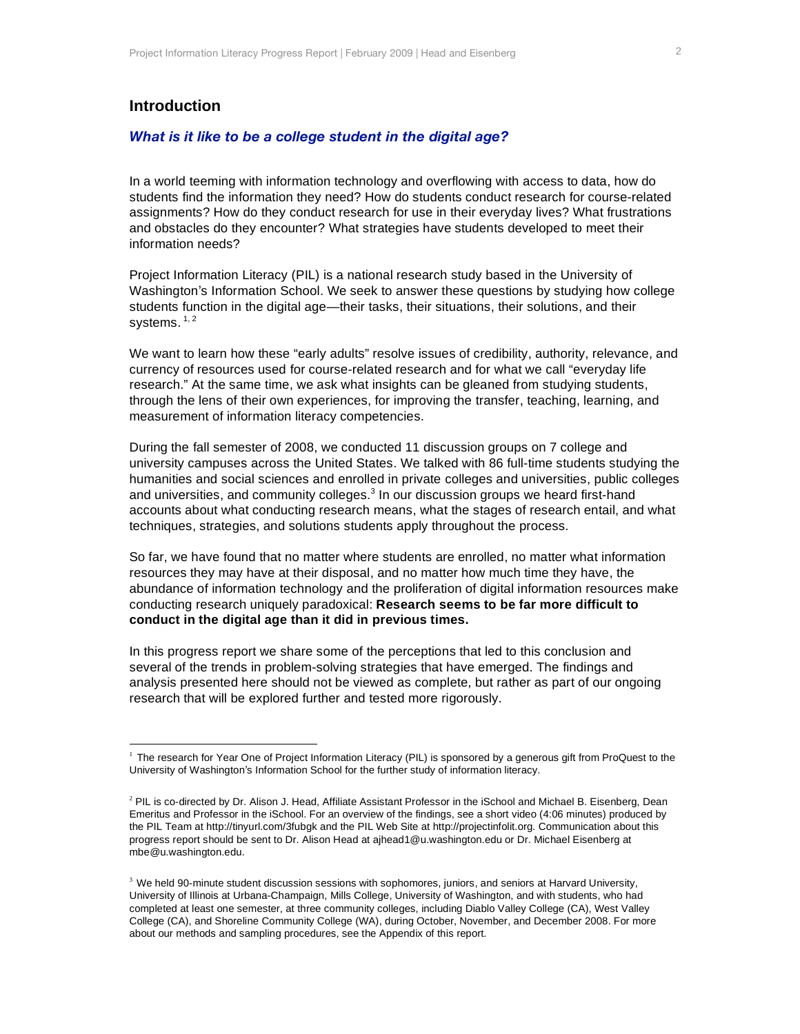## Introduction

### *What is it like to be a college student in the digital age?*

In a world teeming with information technology and overflowing with access to data, how do students find the information they need? How do students conduct research for course-related assignments? How do they conduct research for use in their everyday lives? What frustrations and obstacles do they encounter? What strategies have students developed to meet their information needs?

Project Information Literacy (PIL) is a national research study based in the University of Washington's Information School. We seek to answer these questions by studying how college students function in the digital age—their tasks, their situations, their solutions, and their systems. [1, 2]

We want to learn how these "early adults" resolve issues of credibility, authority, relevance, and currency of resources used for course-related research and for what we call "everyday life research." At the same time, we ask what insights can be gleaned from studying students, through the lens of their own experiences, for improving the transfer, teaching, learning, and measurement of information literacy competencies.

During the fall semester of 2008, we conducted 11 discussion groups on 7 college and university campuses across the United States. We talked with 86 full-time students studying the humanities and social sciences and enrolled in private colleges and universities, public colleges and universities, and community colleges.[3] In our discussion groups we heard first-hand accounts about what conducting research means, what the stages of research entail, and what techniques, strategies, and solutions students apply throughout the process.

So far, we have found that no matter where students are enrolled, no matter what information resources they may have at their disposal, and no matter how much time they have, the abundance of information technology and the proliferation of digital information resources make conducting research uniquely paradoxical: **Research seems to be far more difficult to conduct in the digital age than it did in previous times.**

In this progress report we share some of the perceptions that led to this conclusion and several of the trends in problem-solving strategies that have emerged. The findings and analysis presented here should not be viewed as complete, but rather as part of our ongoing research that will be explored further and tested more rigorously.

---

[1] The research for Year One of Project Information Literacy (PIL) is sponsored by a generous gift from ProQuest to the University of Washington's Information School for the further study of information literacy.

[2] PIL is co-directed by Dr. Alison J. Head, Affiliate Assistant Professor in the iSchool and Michael B. Eisenberg, Dean Emeritus and Professor in the iSchool. For an overview of the findings, see a short video (4:06 minutes) produced by the PIL Team at http://tinyurl.com/3fubgk and the PIL Web Site at http://projectinfolit.org. Communication about this progress report should be sent to Dr. Alison Head at ajhead1@u.washington.edu or Dr. Michael Eisenberg at mbe@u.washington.edu.

[3] We held 90-minute student discussion sessions with sophomores, juniors, and seniors at Harvard University, University of Illinois at Urbana-Champaign, Mills College, University of Washington, and with students, who had completed at least one semester, at three community colleges, including Diablo Valley College (CA), West Valley College (CA), and Shoreline Community College (WA), during October, November, and December 2008. For more about our methods and sampling procedures, see the Appendix of this report.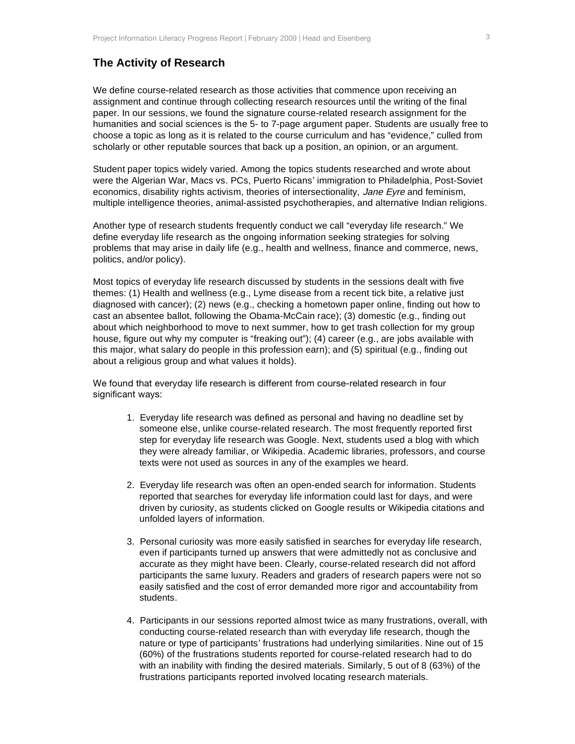## The Activity of Research

We define course-related research as those activities that commence upon receiving an assignment and continue through collecting research resources until the writing of the final paper. In our sessions, we found the signature course-related research assignment for the humanities and social sciences is the 5- to 7-page argument paper. Students are usually free to choose a topic as long as it is related to the course curriculum and has "evidence," culled from scholarly or other reputable sources that back up a position, an opinion, or an argument.

Student paper topics widely varied. Among the topics students researched and wrote about were the Algerian War, Macs vs. PCs, Puerto Ricans' immigration to Philadelphia, Post-Soviet economics, disability rights activism, theories of intersectionality, *Jane Eyre* and feminism, multiple intelligence theories, animal-assisted psychotherapies, and alternative Indian religions.

Another type of research students frequently conduct we call "everyday life research." We define everyday life research as the ongoing information seeking strategies for solving problems that may arise in daily life (e.g., health and wellness, finance and commerce, news, politics, and/or policy).

Most topics of everyday life research discussed by students in the sessions dealt with five themes: (1) Health and wellness (e.g., Lyme disease from a recent tick bite, a relative just diagnosed with cancer); (2) news (e.g., checking a hometown paper online, finding out how to cast an absentee ballot, following the Obama-McCain race); (3) domestic (e.g., finding out about which neighborhood to move to next summer, how to get trash collection for my group house, figure out why my computer is "freaking out"); (4) career (e.g., are jobs available with this major, what salary do people in this profession earn); and (5) spiritual (e.g., finding out about a religious group and what values it holds).

We found that everyday life research is different from course-related research in four significant ways:

1. Everyday life research was defined as personal and having no deadline set by someone else, unlike course-related research. The most frequently reported first step for everyday life research was Google. Next, students used a blog with which they were already familiar, or Wikipedia. Academic libraries, professors, and course texts were not used as sources in any of the examples we heard.

2. Everyday life research was often an open-ended search for information. Students reported that searches for everyday life information could last for days, and were driven by curiosity, as students clicked on Google results or Wikipedia citations and unfolded layers of information.

3. Personal curiosity was more easily satisfied in searches for everyday life research, even if participants turned up answers that were admittedly not as conclusive and accurate as they might have been. Clearly, course-related research did not afford participants the same luxury. Readers and graders of research papers were not so easily satisfied and the cost of error demanded more rigor and accountability from students.

4. Participants in our sessions reported almost twice as many frustrations, overall, with conducting course-related research than with everyday life research, though the nature or type of participants' frustrations had underlying similarities. Nine out of 15 (60%) of the frustrations students reported for course-related research had to do with an inability with finding the desired materials. Similarly, 5 out of 8 (63%) of the frustrations participants reported involved locating research materials.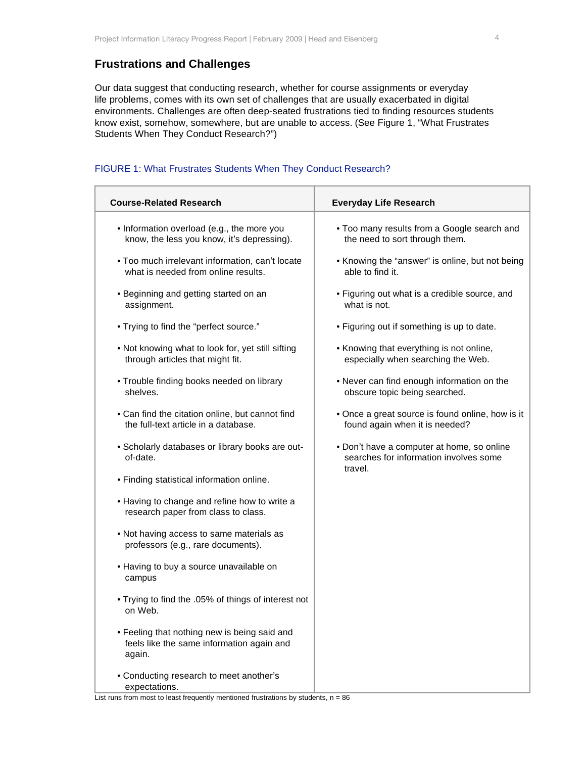## Frustrations and Challenges

Our data suggest that conducting research, whether for course assignments or everyday life problems, comes with its own set of challenges that are usually exacerbated in digital environments. Challenges are often deep-seated frustrations tied to finding resources students know exist, somehow, somewhere, but are unable to access. (See Figure 1, "What Frustrates Students When They Conduct Research?")

FIGURE 1: What Frustrates Students When They Conduct Research?

| Course-Related Research | Everyday Life Research |
|---|---|
| • Information overload (e.g., the more you know, the less you know, it's depressing). | • Too many results from a Google search and the need to sort through them. |
| • Too much irrelevant information, can't locate what is needed from online results. | • Knowing the "answer" is online, but not being able to find it. |
| • Beginning and getting started on an assignment. | • Figuring out what is a credible source, and what is not. |
| • Trying to find the "perfect source." | • Figuring out if something is up to date. |
| • Not knowing what to look for, yet still sifting through articles that might fit. | • Knowing that everything is not online, especially when searching the Web. |
| • Trouble finding books needed on library shelves. | • Never can find enough information on the obscure topic being searched. |
| • Can find the citation online, but cannot find the full-text article in a database. | • Once a great source is found online, how is it found again when it is needed? |
| • Scholarly databases or library books are out-of-date. | • Don't have a computer at home, so online searches for information involves some travel. |
| • Finding statistical information online. | |
| • Having to change and refine how to write a research paper from class to class. | |
| • Not having access to same materials as professors (e.g., rare documents). | |
| • Having to buy a source unavailable on campus | |
| • Trying to find the .05% of things of interest not on Web. | |
| • Feeling that nothing new is being said and feels like the same information again and again. | |
| • Conducting research to meet another's expectations. | |

List runs from most to least frequently mentioned frustrations by students, n = 86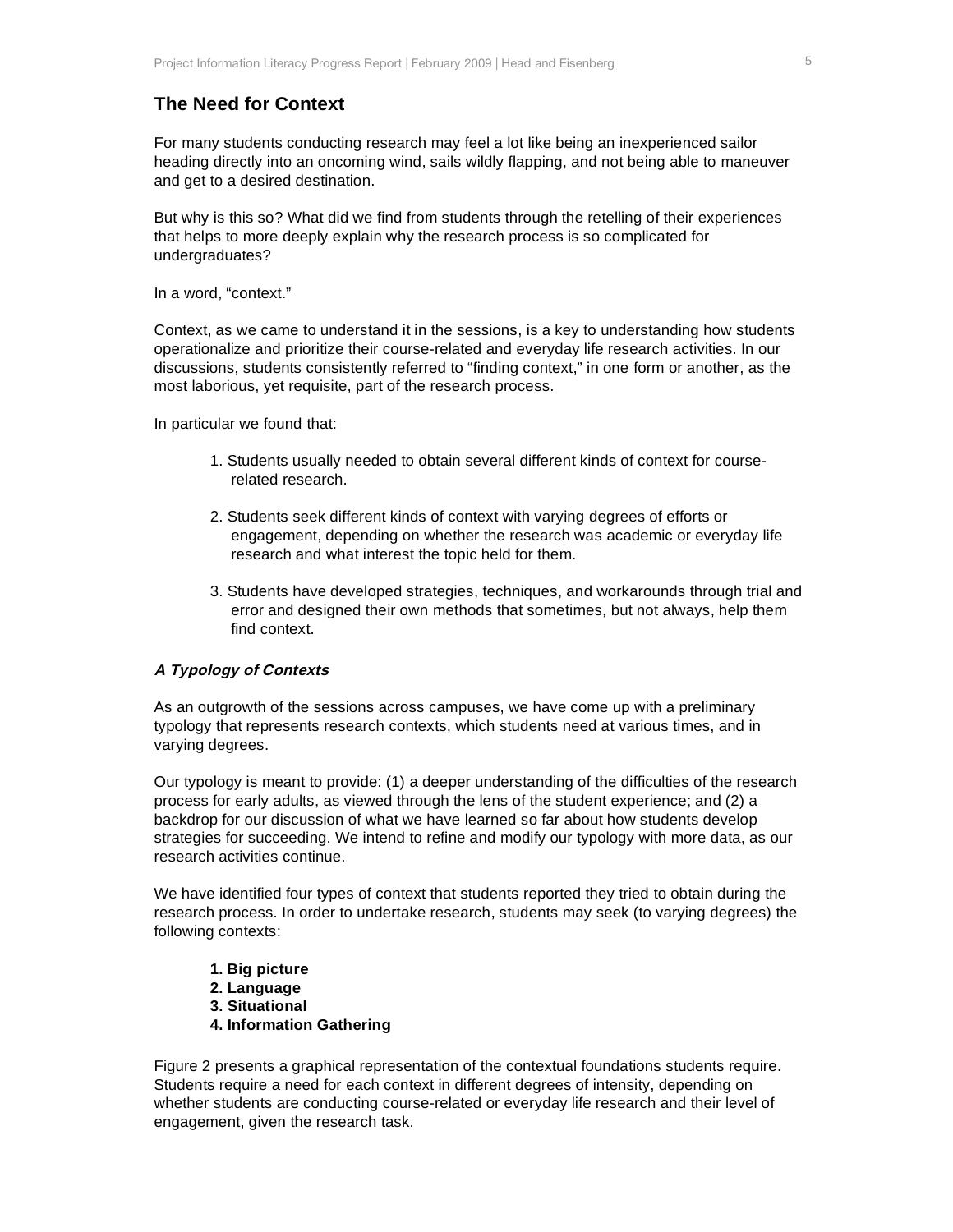## The Need for Context

For many students conducting research may feel a lot like being an inexperienced sailor heading directly into an oncoming wind, sails wildly flapping, and not being able to maneuver and get to a desired destination.

But why is this so? What did we find from students through the retelling of their experiences that helps to more deeply explain why the research process is so complicated for undergraduates?

In a word, "context."

Context, as we came to understand it in the sessions, is a key to understanding how students operationalize and prioritize their course-related and everyday life research activities. In our discussions, students consistently referred to "finding context," in one form or another, as the most laborious, yet requisite, part of the research process.

In particular we found that:

1. Students usually needed to obtain several different kinds of context for course-related research.

2. Students seek different kinds of context with varying degrees of efforts or engagement, depending on whether the research was academic or everyday life research and what interest the topic held for them.

3. Students have developed strategies, techniques, and workarounds through trial and error and designed their own methods that sometimes, but not always, help them find context.

### *A Typology of Contexts*

As an outgrowth of the sessions across campuses, we have come up with a preliminary typology that represents research contexts, which students need at various times, and in varying degrees.

Our typology is meant to provide: (1) a deeper understanding of the difficulties of the research process for early adults, as viewed through the lens of the student experience; and (2) a backdrop for our discussion of what we have learned so far about how students develop strategies for succeeding. We intend to refine and modify our typology with more data, as our research activities continue.

We have identified four types of context that students reported they tried to obtain during the research process. In order to undertake research, students may seek (to varying degrees) the following contexts:

**1. Big picture**
**2. Language**
**3. Situational**
**4. Information Gathering**

Figure 2 presents a graphical representation of the contextual foundations students require. Students require a need for each context in different degrees of intensity, depending on whether students are conducting course-related or everyday life research and their level of engagement, given the research task.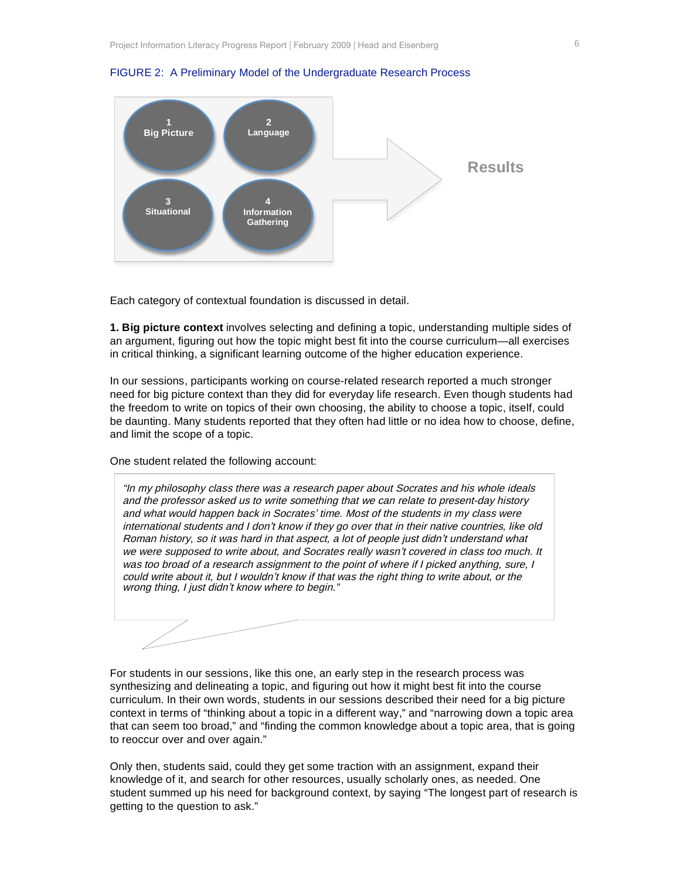FIGURE 2: A Preliminary Model of the Undergraduate Research Process

1 Big Picture

2 Language

3 Situational

4 Information Gathering

Results

Each category of contextual foundation is discussed in detail.

**1. Big picture context** involves selecting and defining a topic, understanding multiple sides of an argument, figuring out how the topic might best fit into the course curriculum—all exercises in critical thinking, a significant learning outcome of the higher education experience.

In our sessions, participants working on course-related research reported a much stronger need for big picture context than they did for everyday life research. Even though students had the freedom to write on topics of their own choosing, the ability to choose a topic, itself, could be daunting. Many students reported that they often had little or no idea how to choose, define, and limit the scope of a topic.

One student related the following account:

> *"In my philosophy class there was a research paper about Socrates and his whole ideals and the professor asked us to write something that we can relate to present-day history and what would happen back in Socrates' time. Most of the students in my class were international students and I don't know if they go over that in their native countries, like old Roman history, so it was hard in that aspect, a lot of people just didn't understand what we were supposed to write about, and Socrates really wasn't covered in class too much. It was too broad of a research assignment to the point of where if I picked anything, sure, I could write about it, but I wouldn't know if that was the right thing to write about, or the wrong thing, I just didn't know where to begin."*

For students in our sessions, like this one, an early step in the research process was synthesizing and delineating a topic, and figuring out how it might best fit into the course curriculum. In their own words, students in our sessions described their need for a big picture context in terms of "thinking about a topic in a different way," and "narrowing down a topic area that can seem too broad," and "finding the common knowledge about a topic area, that is going to reoccur over and over again."

Only then, students said, could they get some traction with an assignment, expand their knowledge of it, and search for other resources, usually scholarly ones, as needed. One student summed up his need for background context, by saying "The longest part of research is getting to the question to ask."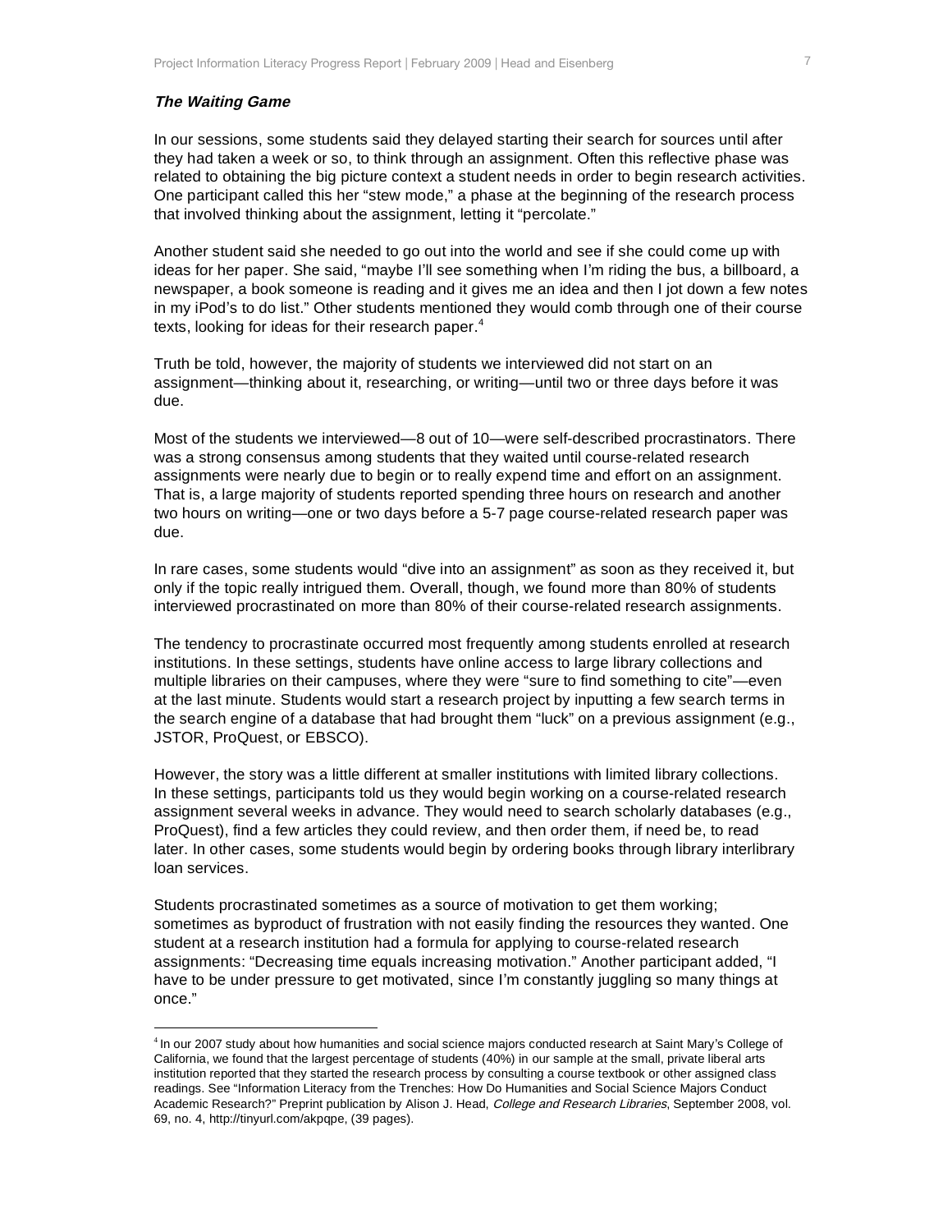### *The Waiting Game*

In our sessions, some students said they delayed starting their search for sources until after they had taken a week or so, to think through an assignment. Often this reflective phase was related to obtaining the big picture context a student needs in order to begin research activities. One participant called this her "stew mode," a phase at the beginning of the research process that involved thinking about the assignment, letting it "percolate."

Another student said she needed to go out into the world and see if she could come up with ideas for her paper. She said, "maybe I'll see something when I'm riding the bus, a billboard, a newspaper, a book someone is reading and it gives me an idea and then I jot down a few notes in my iPod's to do list." Other students mentioned they would comb through one of their course texts, looking for ideas for their research paper.[4]

Truth be told, however, the majority of students we interviewed did not start on an assignment—thinking about it, researching, or writing—until two or three days before it was due.

Most of the students we interviewed—8 out of 10—were self-described procrastinators. There was a strong consensus among students that they waited until course-related research assignments were nearly due to begin or to really expend time and effort on an assignment. That is, a large majority of students reported spending three hours on research and another two hours on writing—one or two days before a 5-7 page course-related research paper was due.

In rare cases, some students would "dive into an assignment" as soon as they received it, but only if the topic really intrigued them. Overall, though, we found more than 80% of students interviewed procrastinated on more than 80% of their course-related research assignments.

The tendency to procrastinate occurred most frequently among students enrolled at research institutions. In these settings, students have online access to large library collections and multiple libraries on their campuses, where they were "sure to find something to cite"—even at the last minute. Students would start a research project by inputting a few search terms in the search engine of a database that had brought them "luck" on a previous assignment (e.g., JSTOR, ProQuest, or EBSCO).

However, the story was a little different at smaller institutions with limited library collections. In these settings, participants told us they would begin working on a course-related research assignment several weeks in advance. They would need to search scholarly databases (e.g., ProQuest), find a few articles they could review, and then order them, if need be, to read later. In other cases, some students would begin by ordering books through library interlibrary loan services.

Students procrastinated sometimes as a source of motivation to get them working; sometimes as byproduct of frustration with not easily finding the resources they wanted. One student at a research institution had a formula for applying to course-related research assignments: "Decreasing time equals increasing motivation." Another participant added, "I have to be under pressure to get motivated, since I'm constantly juggling so many things at once."

---

[4] In our 2007 study about how humanities and social science majors conducted research at Saint Mary's College of California, we found that the largest percentage of students (40%) in our sample at the small, private liberal arts institution reported that they started the research process by consulting a course textbook or other assigned class readings. See "Information Literacy from the Trenches: How Do Humanities and Social Science Majors Conduct Academic Research?" Preprint publication by Alison J. Head, *College and Research Libraries*, September 2008, vol. 69, no. 4, http://tinyurl.com/akpqpe, (39 pages).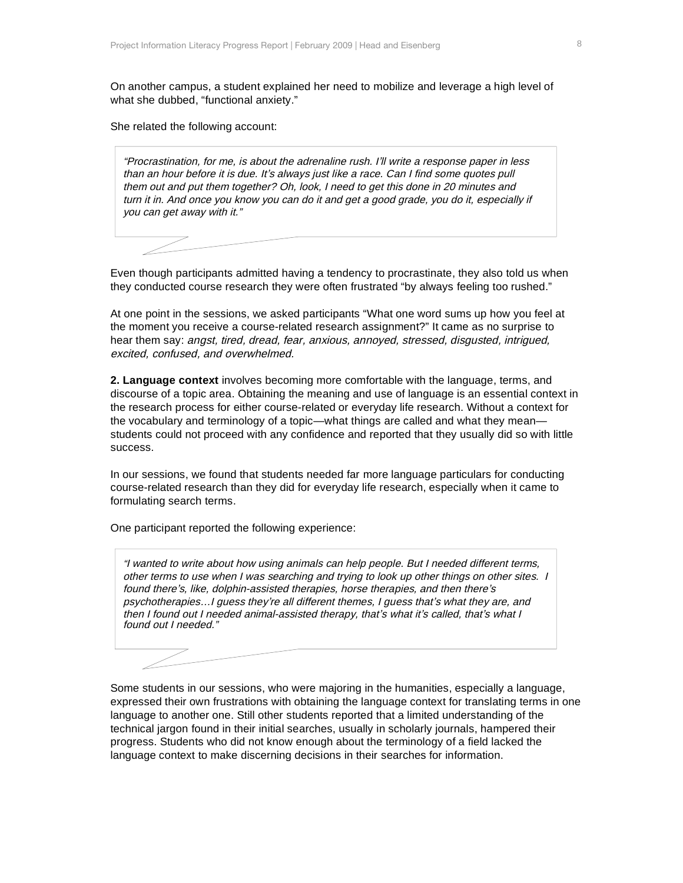On another campus, a student explained her need to mobilize and leverage a high level of what she dubbed, “functional anxiety.”

She related the following account:

> *“Procrastination, for me, is about the adrenaline rush. I’ll write a response paper in less than an hour before it is due. It’s always just like a race. Can I find some quotes pull them out and put them together? Oh, look, I need to get this done in 20 minutes and turn it in. And once you know you can do it and get a good grade, you do it, especially if you can get away with it.”*

Even though participants admitted having a tendency to procrastinate, they also told us when they conducted course research they were often frustrated “by always feeling too rushed.”

At one point in the sessions, we asked participants “What one word sums up how you feel at the moment you receive a course-related research assignment?” It came as no surprise to hear them say: *angst, tired, dread, fear, anxious, annoyed, stressed, disgusted, intrigued, excited, confused, and overwhelmed.*

**2. Language context** involves becoming more comfortable with the language, terms, and discourse of a topic area. Obtaining the meaning and use of language is an essential context in the research process for either course-related or everyday life research. Without a context for the vocabulary and terminology of a topic—what things are called and what they mean—students could not proceed with any confidence and reported that they usually did so with little success.

In our sessions, we found that students needed far more language particulars for conducting course-related research than they did for everyday life research, especially when it came to formulating search terms.

One participant reported the following experience:

> *“I wanted to write about how using animals can help people. But I needed different terms, other terms to use when I was searching and trying to look up other things on other sites. I found there’s, like, dolphin-assisted therapies, horse therapies, and then there’s psychotherapies…I guess they’re all different themes, I guess that’s what they are, and then I found out I needed animal-assisted therapy, that’s what it’s called, that’s what I found out I needed.”*

Some students in our sessions, who were majoring in the humanities, especially a language, expressed their own frustrations with obtaining the language context for translating terms in one language to another one. Still other students reported that a limited understanding of the technical jargon found in their initial searches, usually in scholarly journals, hampered their progress. Students who did not know enough about the terminology of a field lacked the language context to make discerning decisions in their searches for information.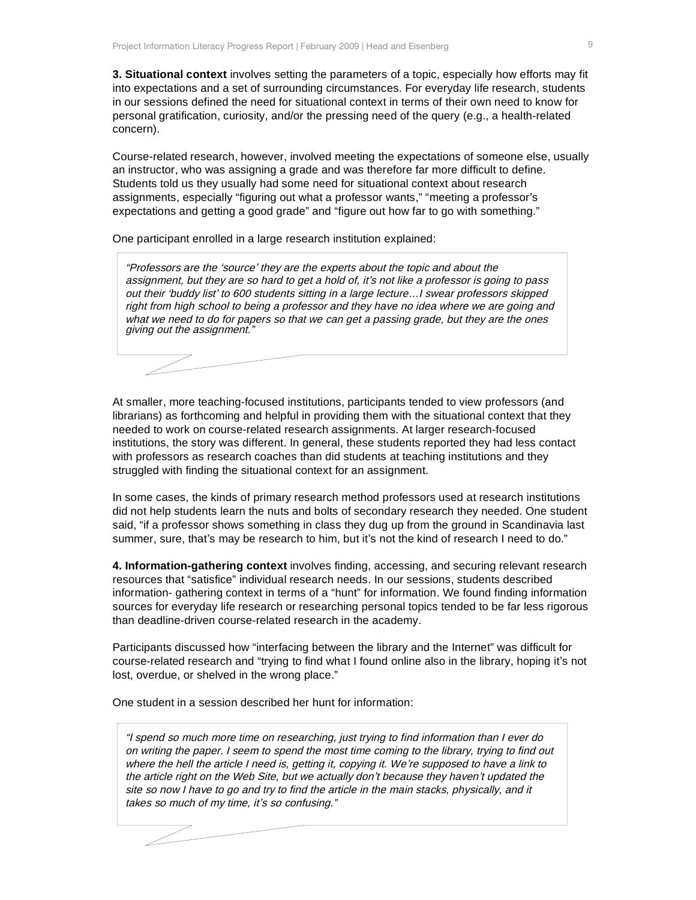**3. Situational context** involves setting the parameters of a topic, especially how efforts may fit into expectations and a set of surrounding circumstances. For everyday life research, students in our sessions defined the need for situational context in terms of their own need to know for personal gratification, curiosity, and/or the pressing need of the query (e.g., a health-related concern).

Course-related research, however, involved meeting the expectations of someone else, usually an instructor, who was assigning a grade and was therefore far more difficult to define. Students told us they usually had some need for situational context about research assignments, especially "figuring out what a professor wants," "meeting a professor's expectations and getting a good grade" and "figure out how far to go with something."

One participant enrolled in a large research institution explained:

> *"Professors are the 'source' they are the experts about the topic and about the assignment, but they are so hard to get a hold of, it's not like a professor is going to pass out their 'buddy list' to 600 students sitting in a large lecture…I swear professors skipped right from high school to being a professor and they have no idea where we are going and what we need to do for papers so that we can get a passing grade, but they are the ones giving out the assignment."*

At smaller, more teaching-focused institutions, participants tended to view professors (and librarians) as forthcoming and helpful in providing them with the situational context that they needed to work on course-related research assignments. At larger research-focused institutions, the story was different. In general, these students reported they had less contact with professors as research coaches than did students at teaching institutions and they struggled with finding the situational context for an assignment.

In some cases, the kinds of primary research method professors used at research institutions did not help students learn the nuts and bolts of secondary research they needed. One student said, "if a professor shows something in class they dug up from the ground in Scandinavia last summer, sure, that's may be research to him, but it's not the kind of research I need to do."

**4. Information-gathering context** involves finding, accessing, and securing relevant research resources that "satisfice" individual research needs. In our sessions, students described information- gathering context in terms of a "hunt" for information. We found finding information sources for everyday life research or researching personal topics tended to be far less rigorous than deadline-driven course-related research in the academy.

Participants discussed how "interfacing between the library and the Internet" was difficult for course-related research and "trying to find what I found online also in the library, hoping it's not lost, overdue, or shelved in the wrong place."

One student in a session described her hunt for information:

> *"I spend so much more time on researching, just trying to find information than I ever do on writing the paper. I seem to spend the most time coming to the library, trying to find out where the hell the article I need is, getting it, copying it. We're supposed to have a link to the article right on the Web Site, but we actually don't because they haven't updated the site so now I have to go and try to find the article in the main stacks, physically, and it takes so much of my time, it's so confusing."*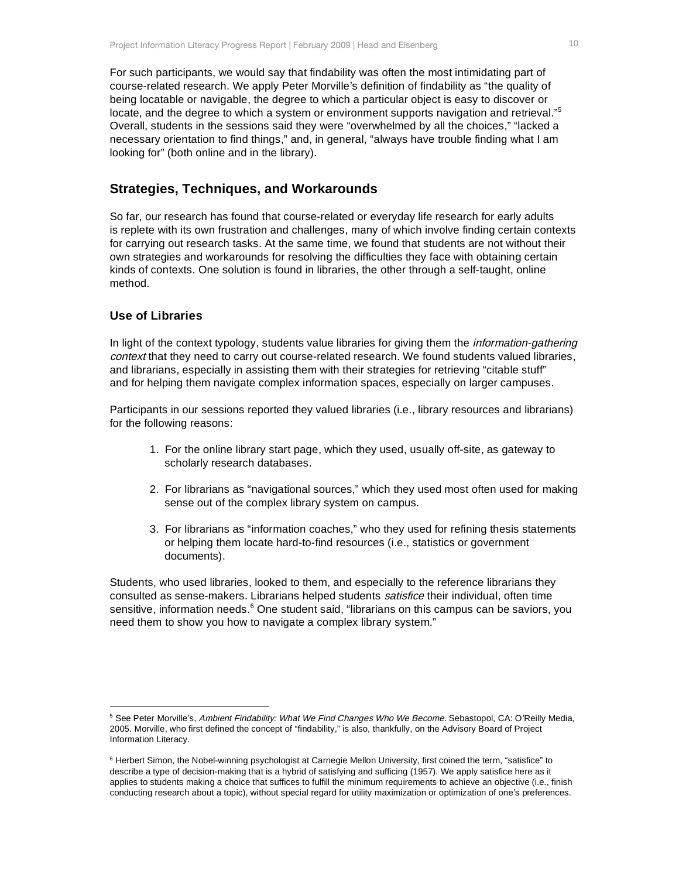For such participants, we would say that findability was often the most intimidating part of course-related research. We apply Peter Morville's definition of findability as "the quality of being locatable or navigable, the degree to which a particular object is easy to discover or locate, and the degree to which a system or environment supports navigation and retrieval."[5] Overall, students in the sessions said they were "overwhelmed by all the choices," "lacked a necessary orientation to find things," and, in general, "always have trouble finding what I am looking for" (both online and in the library).

## Strategies, Techniques, and Workarounds

So far, our research has found that course-related or everyday life research for early adults is replete with its own frustration and challenges, many of which involve finding certain contexts for carrying out research tasks. At the same time, we found that students are not without their own strategies and workarounds for resolving the difficulties they face with obtaining certain kinds of contexts. One solution is found in libraries, the other through a self-taught, online method.

### Use of Libraries

In light of the context typology, students value libraries for giving them the *information-gathering context* that they need to carry out course-related research. We found students valued libraries, and librarians, especially in assisting them with their strategies for retrieving "citable stuff" and for helping them navigate complex information spaces, especially on larger campuses.

Participants in our sessions reported they valued libraries (i.e., library resources and librarians) for the following reasons:

1. For the online library start page, which they used, usually off-site, as gateway to scholarly research databases.

2. For librarians as "navigational sources," which they used most often used for making sense out of the complex library system on campus.

3. For librarians as "information coaches," who they used for refining thesis statements or helping them locate hard-to-find resources (i.e., statistics or government documents).

Students, who used libraries, looked to them, and especially to the reference librarians they consulted as sense-makers. Librarians helped students *satisfice* their individual, often time sensitive, information needs.[6] One student said, "librarians on this campus can be saviors, you need them to show you how to navigate a complex library system."

---

[5] See Peter Morville's, *Ambient Findability: What We Find Changes Who We Become*. Sebastopol, CA: O'Reilly Media, 2005. Morville, who first defined the concept of "findability," is also, thankfully, on the Advisory Board of Project Information Literacy.

[6] Herbert Simon, the Nobel-winning psychologist at Carnegie Mellon University, first coined the term, "satisfice" to describe a type of decision-making that is a hybrid of satisfying and sufficing (1957). We apply satisfice here as it applies to students making a choice that suffices to fulfill the minimum requirements to achieve an objective (i.e., finish conducting research about a topic), without special regard for utility maximization or optimization of one's preferences.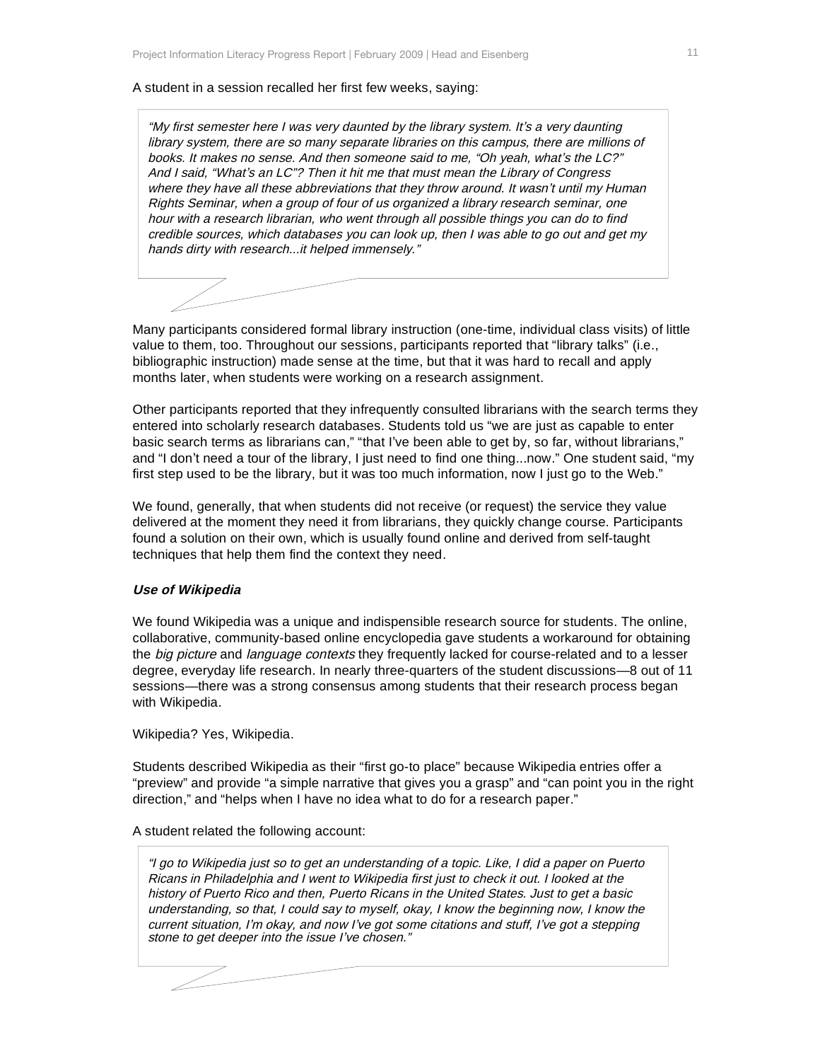A student in a session recalled her first few weeks, saying:

> *"My first semester here I was very daunted by the library system. It's a very daunting library system, there are so many separate libraries on this campus, there are millions of books. It makes no sense. And then someone said to me, "Oh yeah, what's the LC?" And I said, "What's an LC"? Then it hit me that must mean the Library of Congress where they have all these abbreviations that they throw around. It wasn't until my Human Rights Seminar, when a group of four of us organized a library research seminar, one hour with a research librarian, who went through all possible things you can do to find credible sources, which databases you can look up, then I was able to go out and get my hands dirty with research...it helped immensely."*

Many participants considered formal library instruction (one-time, individual class visits) of little value to them, too. Throughout our sessions, participants reported that "library talks" (i.e., bibliographic instruction) made sense at the time, but that it was hard to recall and apply months later, when students were working on a research assignment.

Other participants reported that they infrequently consulted librarians with the search terms they entered into scholarly research databases. Students told us "we are just as capable to enter basic search terms as librarians can," "that I've been able to get by, so far, without librarians," and "I don't need a tour of the library, I just need to find one thing...now." One student said, "my first step used to be the library, but it was too much information, now I just go to the Web."

We found, generally, that when students did not receive (or request) the service they value delivered at the moment they need it from librarians, they quickly change course. Participants found a solution on their own, which is usually found online and derived from self-taught techniques that help them find the context they need.

### *Use of Wikipedia*

We found Wikipedia was a unique and indispensible research source for students. The online, collaborative, community-based online encyclopedia gave students a workaround for obtaining the *big picture* and *language contexts* they frequently lacked for course-related and to a lesser degree, everyday life research. In nearly three-quarters of the student discussions—8 out of 11 sessions—there was a strong consensus among students that their research process began with Wikipedia.

Wikipedia? Yes, Wikipedia.

Students described Wikipedia as their "first go-to place" because Wikipedia entries offer a "preview" and provide "a simple narrative that gives you a grasp" and "can point you in the right direction," and "helps when I have no idea what to do for a research paper."

A student related the following account:

> *"I go to Wikipedia just so to get an understanding of a topic. Like, I did a paper on Puerto Ricans in Philadelphia and I went to Wikipedia first just to check it out. I looked at the history of Puerto Rico and then, Puerto Ricans in the United States. Just to get a basic understanding, so that, I could say to myself, okay, I know the beginning now, I know the current situation, I'm okay, and now I've got some citations and stuff, I've got a stepping stone to get deeper into the issue I've chosen."*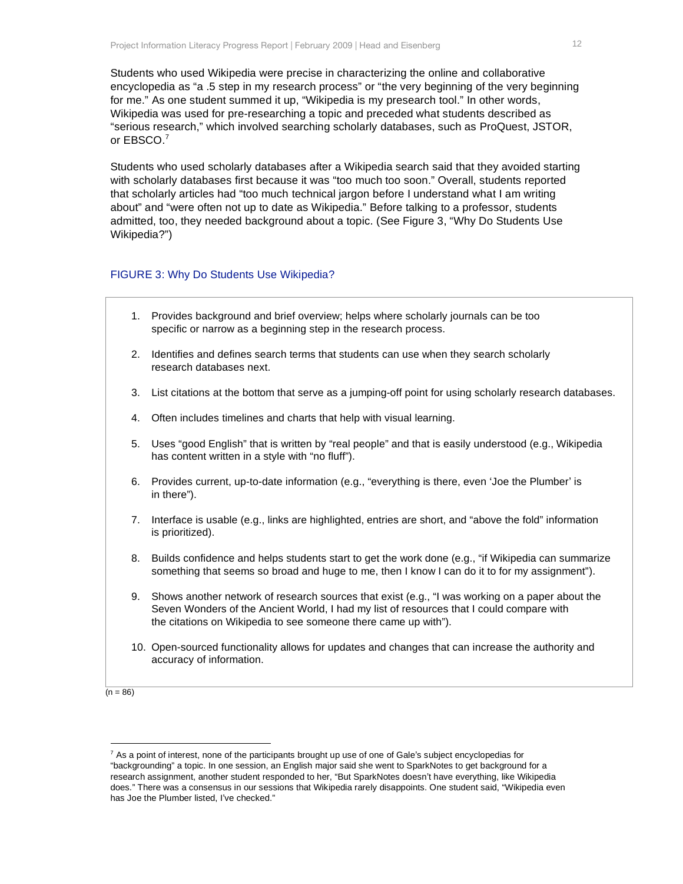Students who used Wikipedia were precise in characterizing the online and collaborative encyclopedia as "a .5 step in my research process" or "the very beginning of the very beginning for me." As one student summed it up, "Wikipedia is my presearch tool." In other words, Wikipedia was used for pre-researching a topic and preceded what students described as "serious research," which involved searching scholarly databases, such as ProQuest, JSTOR, or EBSCO.[7]

Students who used scholarly databases after a Wikipedia search said that they avoided starting with scholarly databases first because it was "too much too soon." Overall, students reported that scholarly articles had "too much technical jargon before I understand what I am writing about" and "were often not up to date as Wikipedia." Before talking to a professor, students admitted, too, they needed background about a topic. (See Figure 3, "Why Do Students Use Wikipedia?")

### FIGURE 3: Why Do Students Use Wikipedia?

1. Provides background and brief overview; helps where scholarly journals can be too specific or narrow as a beginning step in the research process.
2. Identifies and defines search terms that students can use when they search scholarly research databases next.
3. List citations at the bottom that serve as a jumping-off point for using scholarly research databases.
4. Often includes timelines and charts that help with visual learning.
5. Uses "good English" that is written by "real people" and that is easily understood (e.g., Wikipedia has content written in a style with "no fluff").
6. Provides current, up-to-date information (e.g., "everything is there, even 'Joe the Plumber' is in there").
7. Interface is usable (e.g., links are highlighted, entries are short, and "above the fold" information is prioritized).
8. Builds confidence and helps students start to get the work done (e.g., "if Wikipedia can summarize something that seems so broad and huge to me, then I know I can do it to for my assignment").
9. Shows another network of research sources that exist (e.g., "I was working on a paper about the Seven Wonders of the Ancient World, I had my list of resources that I could compare with the citations on Wikipedia to see someone there came up with").
10. Open-sourced functionality allows for updates and changes that can increase the authority and accuracy of information.

(n = 86)

---

[7] As a point of interest, none of the participants brought up use of one of Gale's subject encyclopedias for "backgrounding" a topic. In one session, an English major said she went to SparkNotes to get background for a research assignment, another student responded to her, "But SparkNotes doesn't have everything, like Wikipedia does." There was a consensus in our sessions that Wikipedia rarely disappoints. One student said, "Wikipedia even has Joe the Plumber listed, I've checked."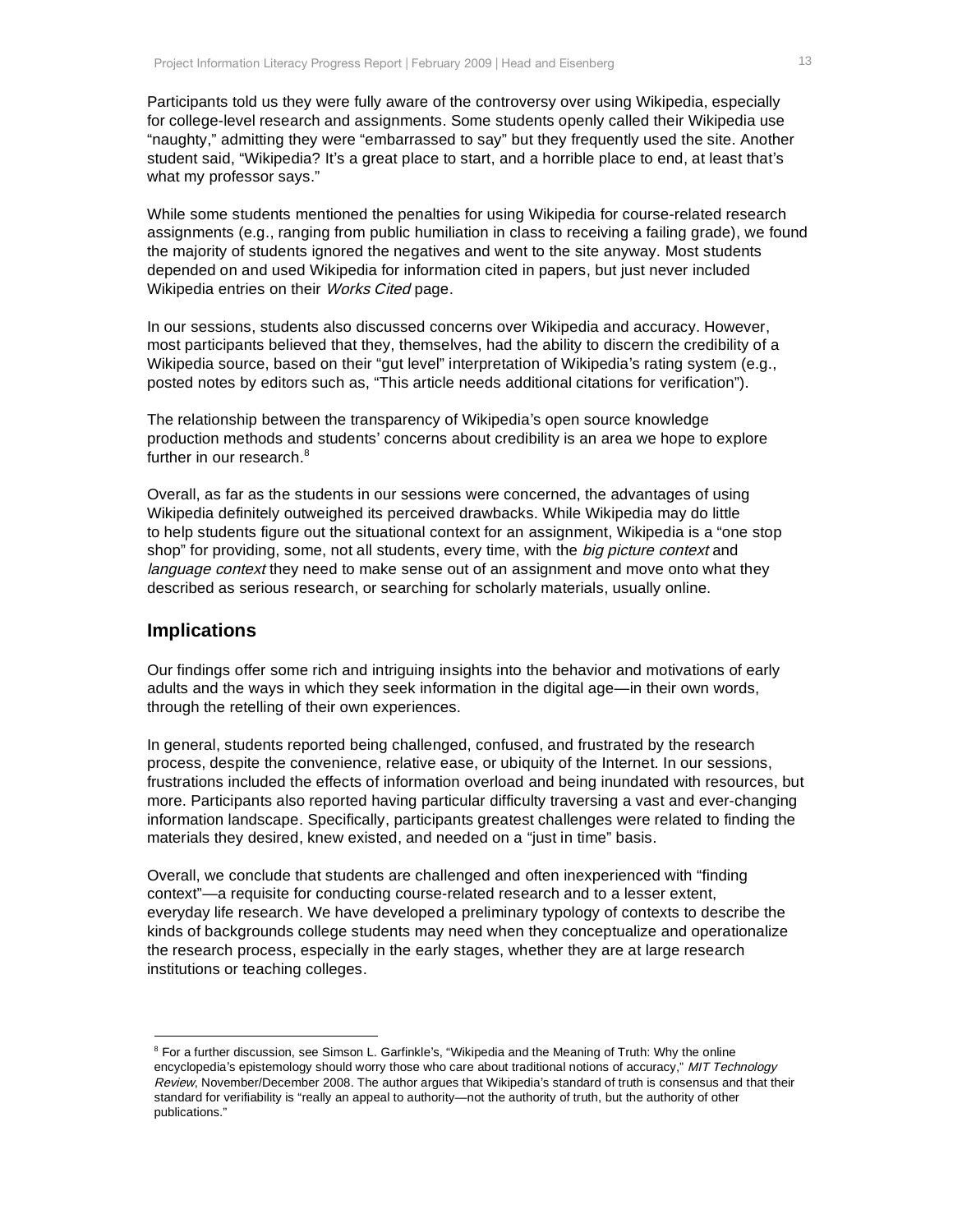Participants told us they were fully aware of the controversy over using Wikipedia, especially for college-level research and assignments. Some students openly called their Wikipedia use "naughty," admitting they were "embarrassed to say" but they frequently used the site. Another student said, "Wikipedia? It's a great place to start, and a horrible place to end, at least that's what my professor says."

While some students mentioned the penalties for using Wikipedia for course-related research assignments (e.g., ranging from public humiliation in class to receiving a failing grade), we found the majority of students ignored the negatives and went to the site anyway. Most students depended on and used Wikipedia for information cited in papers, but just never included Wikipedia entries on their *Works Cited* page.

In our sessions, students also discussed concerns over Wikipedia and accuracy. However, most participants believed that they, themselves, had the ability to discern the credibility of a Wikipedia source, based on their "gut level" interpretation of Wikipedia's rating system (e.g., posted notes by editors such as, "This article needs additional citations for verification").

The relationship between the transparency of Wikipedia's open source knowledge production methods and students' concerns about credibility is an area we hope to explore further in our research.[8]

Overall, as far as the students in our sessions were concerned, the advantages of using Wikipedia definitely outweighed its perceived drawbacks. While Wikipedia may do little to help students figure out the situational context for an assignment, Wikipedia is a "one stop shop" for providing, some, not all students, every time, with the *big picture context* and *language context* they need to make sense out of an assignment and move onto what they described as serious research, or searching for scholarly materials, usually online.

## Implications

Our findings offer some rich and intriguing insights into the behavior and motivations of early adults and the ways in which they seek information in the digital age—in their own words, through the retelling of their own experiences.

In general, students reported being challenged, confused, and frustrated by the research process, despite the convenience, relative ease, or ubiquity of the Internet. In our sessions, frustrations included the effects of information overload and being inundated with resources, but more. Participants also reported having particular difficulty traversing a vast and ever-changing information landscape. Specifically, participants greatest challenges were related to finding the materials they desired, knew existed, and needed on a "just in time" basis.

Overall, we conclude that students are challenged and often inexperienced with "finding context"—a requisite for conducting course-related research and to a lesser extent, everyday life research. We have developed a preliminary typology of contexts to describe the kinds of backgrounds college students may need when they conceptualize and operationalize the research process, especially in the early stages, whether they are at large research institutions or teaching colleges.

---

[8] For a further discussion, see Simson L. Garfinkle's, "Wikipedia and the Meaning of Truth: Why the online encyclopedia's epistemology should worry those who care about traditional notions of accuracy," *MIT Technology Review*, November/December 2008. The author argues that Wikipedia's standard of truth is consensus and that their standard for verifiability is "really an appeal to authority—not the authority of truth, but the authority of other publications."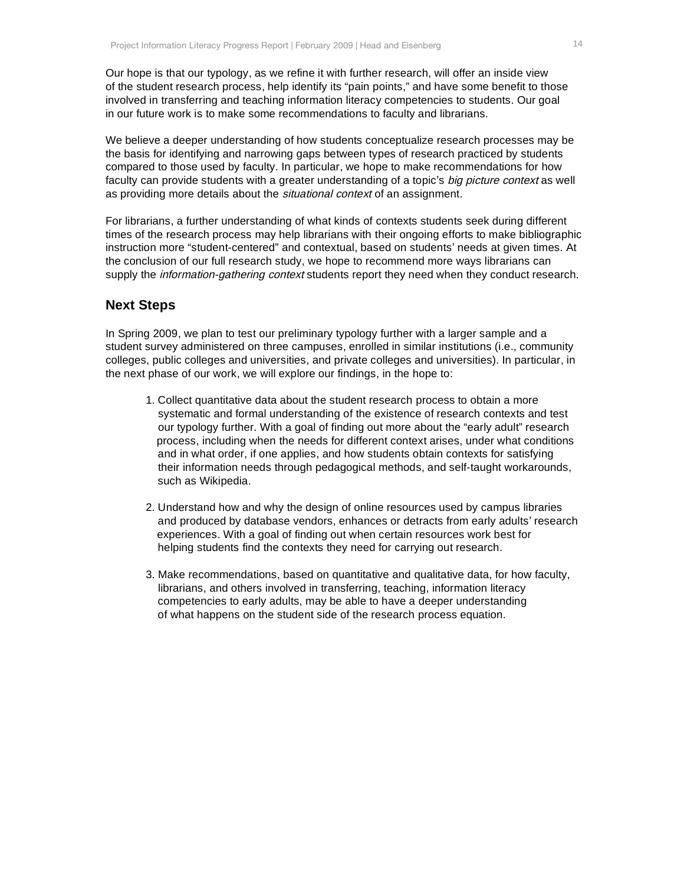Our hope is that our typology, as we refine it with further research, will offer an inside view of the student research process, help identify its "pain points," and have some benefit to those involved in transferring and teaching information literacy competencies to students. Our goal in our future work is to make some recommendations to faculty and librarians.

We believe a deeper understanding of how students conceptualize research processes may be the basis for identifying and narrowing gaps between types of research practiced by students compared to those used by faculty. In particular, we hope to make recommendations for how faculty can provide students with a greater understanding of a topic's *big picture context* as well as providing more details about the *situational context* of an assignment.

For librarians, a further understanding of what kinds of contexts students seek during different times of the research process may help librarians with their ongoing efforts to make bibliographic instruction more "student-centered" and contextual, based on students' needs at given times. At the conclusion of our full research study, we hope to recommend more ways librarians can supply the *information-gathering context* students report they need when they conduct research.

## Next Steps

In Spring 2009, we plan to test our preliminary typology further with a larger sample and a student survey administered on three campuses, enrolled in similar institutions (i.e., community colleges, public colleges and universities, and private colleges and universities). In particular, in the next phase of our work, we will explore our findings, in the hope to:

1. Collect quantitative data about the student research process to obtain a more systematic and formal understanding of the existence of research contexts and test our typology further. With a goal of finding out more about the "early adult" research process, including when the needs for different context arises, under what conditions and in what order, if one applies, and how students obtain contexts for satisfying their information needs through pedagogical methods, and self-taught workarounds, such as Wikipedia.

2. Understand how and why the design of online resources used by campus libraries and produced by database vendors, enhances or detracts from early adults' research experiences. With a goal of finding out when certain resources work best for helping students find the contexts they need for carrying out research.

3. Make recommendations, based on quantitative and qualitative data, for how faculty, librarians, and others involved in transferring, teaching, information literacy competencies to early adults, may be able to have a deeper understanding of what happens on the student side of the research process equation.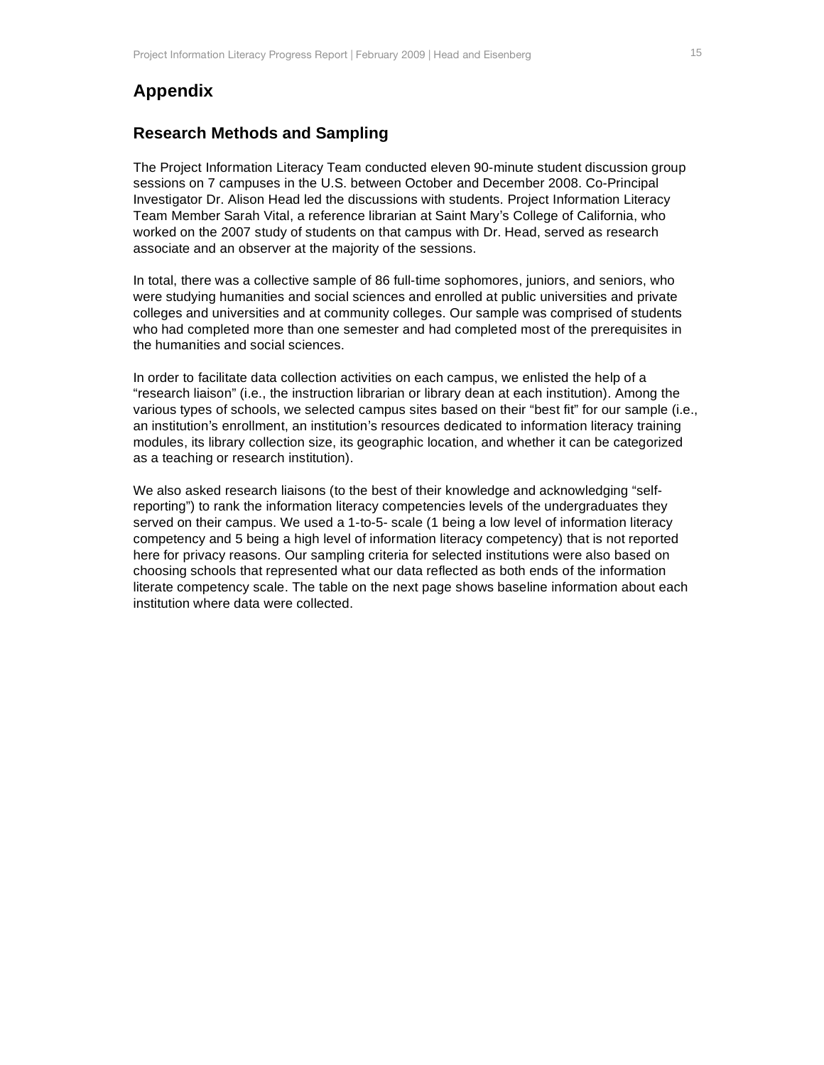# Appendix

## Research Methods and Sampling

The Project Information Literacy Team conducted eleven 90-minute student discussion group sessions on 7 campuses in the U.S. between October and December 2008. Co-Principal Investigator Dr. Alison Head led the discussions with students. Project Information Literacy Team Member Sarah Vital, a reference librarian at Saint Mary's College of California, who worked on the 2007 study of students on that campus with Dr. Head, served as research associate and an observer at the majority of the sessions.

In total, there was a collective sample of 86 full-time sophomores, juniors, and seniors, who were studying humanities and social sciences and enrolled at public universities and private colleges and universities and at community colleges. Our sample was comprised of students who had completed more than one semester and had completed most of the prerequisites in the humanities and social sciences.

In order to facilitate data collection activities on each campus, we enlisted the help of a "research liaison" (i.e., the instruction librarian or library dean at each institution). Among the various types of schools, we selected campus sites based on their "best fit" for our sample (i.e., an institution's enrollment, an institution's resources dedicated to information literacy training modules, its library collection size, its geographic location, and whether it can be categorized as a teaching or research institution).

We also asked research liaisons (to the best of their knowledge and acknowledging "self-reporting") to rank the information literacy competencies levels of the undergraduates they served on their campus. We used a 1-to-5- scale (1 being a low level of information literacy competency and 5 being a high level of information literacy competency) that is not reported here for privacy reasons. Our sampling criteria for selected institutions were also based on choosing schools that represented what our data reflected as both ends of the information literate competency scale. The table on the next page shows baseline information about each institution where data were collected.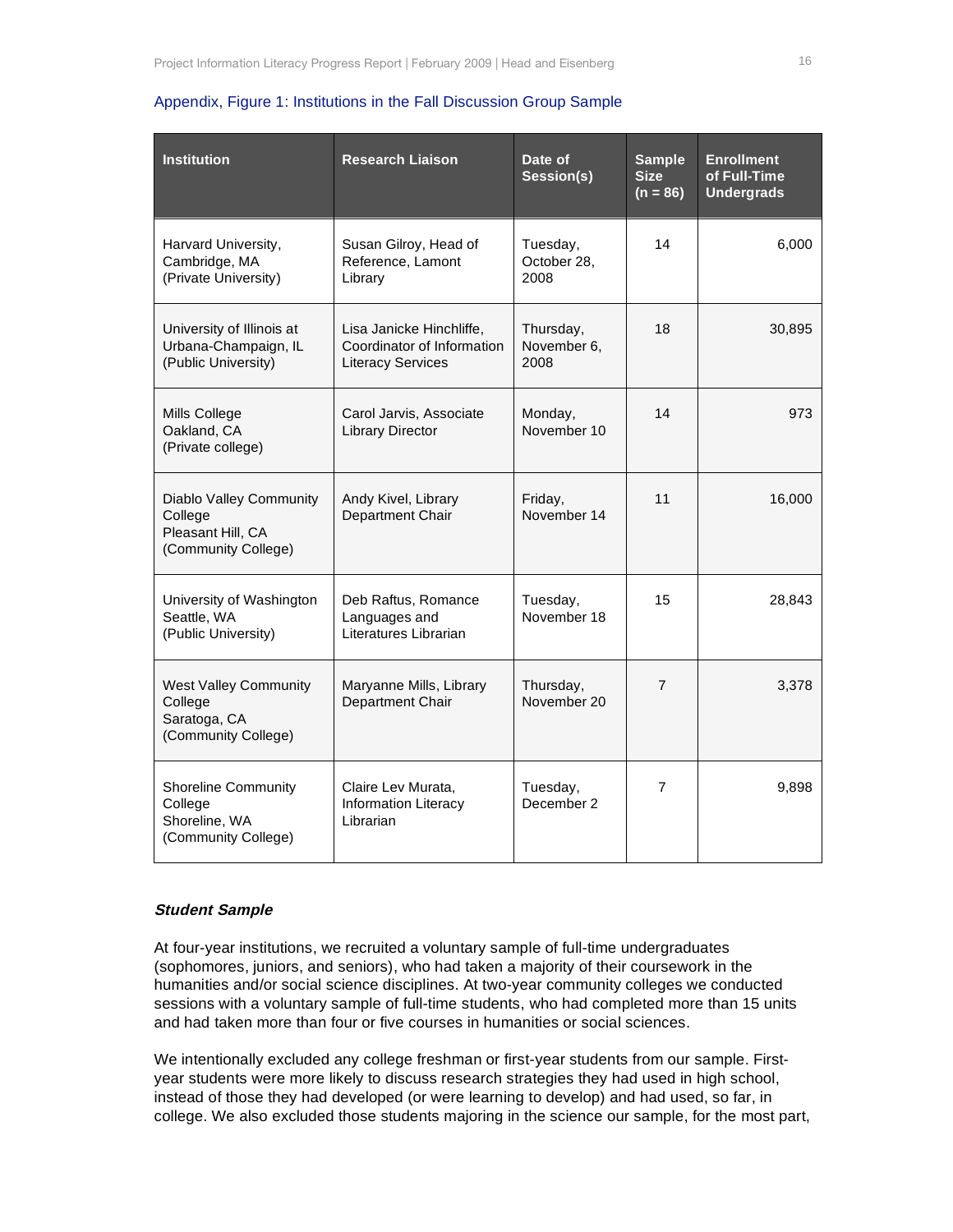Appendix, Figure 1: Institutions in the Fall Discussion Group Sample

| Institution | Research Liaison | Date of Session(s) | Sample Size (n = 86) | Enrollment of Full-Time Undergrads |
|---|---|---|---|---|
| Harvard University, Cambridge, MA (Private University) | Susan Gilroy, Head of Reference, Lamont Library | Tuesday, October 28, 2008 | 14 | 6,000 |
| University of Illinois at Urbana-Champaign, IL (Public University) | Lisa Janicke Hinchliffe, Coordinator of Information Literacy Services | Thursday, November 6, 2008 | 18 | 30,895 |
| Mills College Oakland, CA (Private college) | Carol Jarvis, Associate Library Director | Monday, November 10 | 14 | 973 |
| Diablo Valley Community College Pleasant Hill, CA (Community College) | Andy Kivel, Library Department Chair | Friday, November 14 | 11 | 16,000 |
| University of Washington Seattle, WA (Public University) | Deb Raftus, Romance Languages and Literatures Librarian | Tuesday, November 18 | 15 | 28,843 |
| West Valley Community College Saratoga, CA (Community College) | Maryanne Mills, Library Department Chair | Thursday, November 20 | 7 | 3,378 |
| Shoreline Community College Shoreline, WA (Community College) | Claire Lev Murata, Information Literacy Librarian | Tuesday, December 2 | 7 | 9,898 |

***Student Sample***

At four-year institutions, we recruited a voluntary sample of full-time undergraduates (sophomores, juniors, and seniors), who had taken a majority of their coursework in the humanities and/or social science disciplines. At two-year community colleges we conducted sessions with a voluntary sample of full-time students, who had completed more than 15 units and had taken more than four or five courses in humanities or social sciences.

We intentionally excluded any college freshman or first-year students from our sample. First-year students were more likely to discuss research strategies they had used in high school, instead of those they had developed (or were learning to develop) and had used, so far, in college. We also excluded those students majoring in the science our sample, for the most part,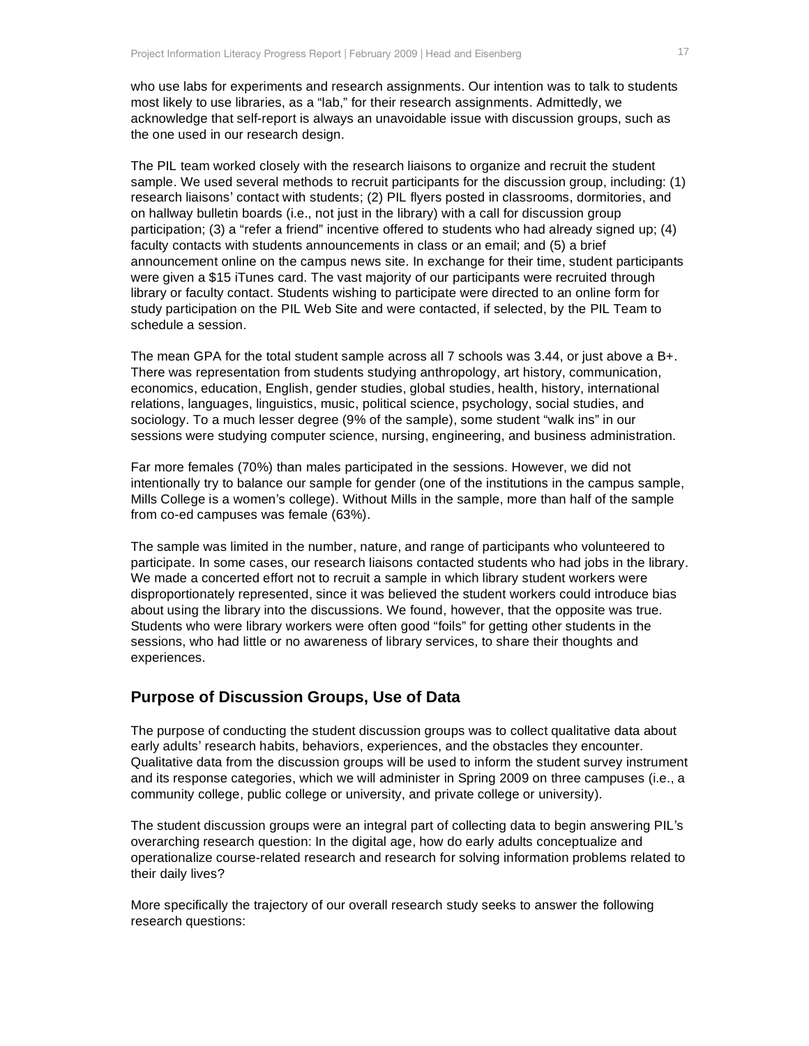who use labs for experiments and research assignments. Our intention was to talk to students most likely to use libraries, as a "lab," for their research assignments. Admittedly, we acknowledge that self-report is always an unavoidable issue with discussion groups, such as the one used in our research design.

The PIL team worked closely with the research liaisons to organize and recruit the student sample. We used several methods to recruit participants for the discussion group, including: (1) research liaisons' contact with students; (2) PIL flyers posted in classrooms, dormitories, and on hallway bulletin boards (i.e., not just in the library) with a call for discussion group participation; (3) a "refer a friend" incentive offered to students who had already signed up; (4) faculty contacts with students announcements in class or an email; and (5) a brief announcement online on the campus news site. In exchange for their time, student participants were given a $15 iTunes card. The vast majority of our participants were recruited through library or faculty contact. Students wishing to participate were directed to an online form for study participation on the PIL Web Site and were contacted, if selected, by the PIL Team to schedule a session.

The mean GPA for the total student sample across all 7 schools was 3.44, or just above a B+. There was representation from students studying anthropology, art history, communication, economics, education, English, gender studies, global studies, health, history, international relations, languages, linguistics, music, political science, psychology, social studies, and sociology. To a much lesser degree (9% of the sample), some student "walk ins" in our sessions were studying computer science, nursing, engineering, and business administration.

Far more females (70%) than males participated in the sessions. However, we did not intentionally try to balance our sample for gender (one of the institutions in the campus sample, Mills College is a women's college). Without Mills in the sample, more than half of the sample from co-ed campuses was female (63%).

The sample was limited in the number, nature, and range of participants who volunteered to participate. In some cases, our research liaisons contacted students who had jobs in the library. We made a concerted effort not to recruit a sample in which library student workers were disproportionately represented, since it was believed the student workers could introduce bias about using the library into the discussions. We found, however, that the opposite was true. Students who were library workers were often good "foils" for getting other students in the sessions, who had little or no awareness of library services, to share their thoughts and experiences.

## Purpose of Discussion Groups, Use of Data

The purpose of conducting the student discussion groups was to collect qualitative data about early adults' research habits, behaviors, experiences, and the obstacles they encounter. Qualitative data from the discussion groups will be used to inform the student survey instrument and its response categories, which we will administer in Spring 2009 on three campuses (i.e., a community college, public college or university, and private college or university).

The student discussion groups were an integral part of collecting data to begin answering PIL's overarching research question: In the digital age, how do early adults conceptualize and operationalize course-related research and research for solving information problems related to their daily lives?

More specifically the trajectory of our overall research study seeks to answer the following research questions: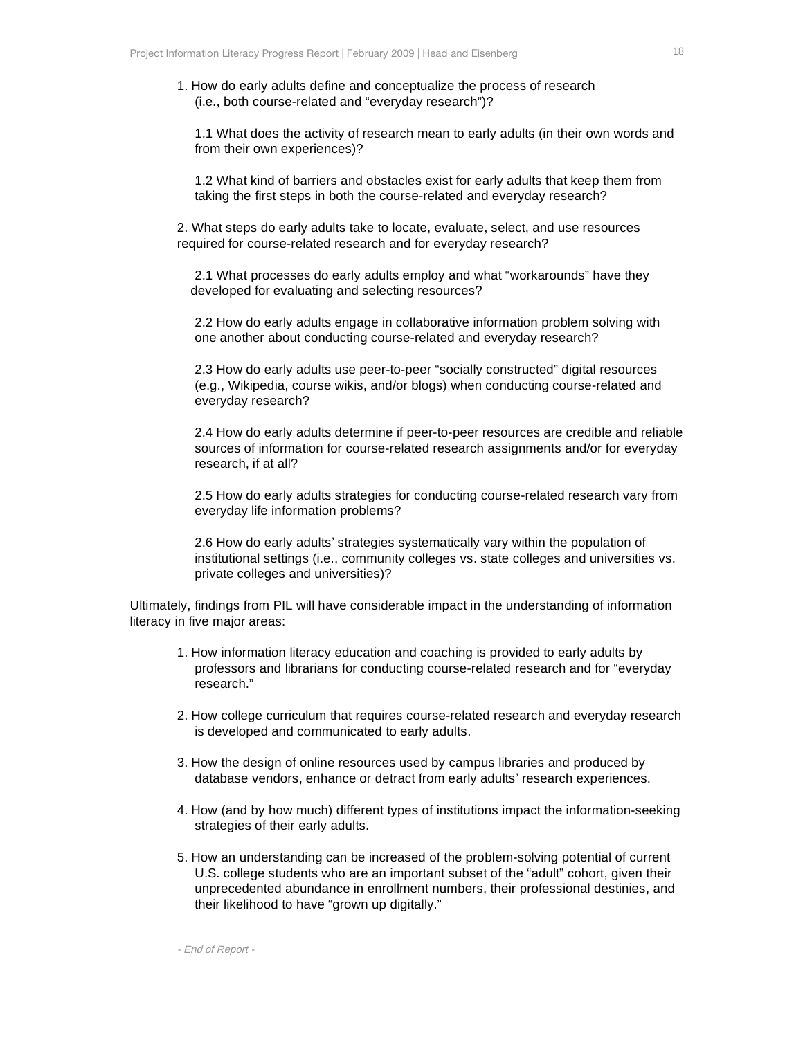1. How do early adults define and conceptualize the process of research (i.e., both course-related and "everyday research")?

   1.1 What does the activity of research mean to early adults (in their own words and from their own experiences)?

   1.2 What kind of barriers and obstacles exist for early adults that keep them from taking the first steps in both the course-related and everyday research?

2. What steps do early adults take to locate, evaluate, select, and use resources required for course-related research and for everyday research?

   2.1 What processes do early adults employ and what "workarounds" have they developed for evaluating and selecting resources?

   2.2 How do early adults engage in collaborative information problem solving with one another about conducting course-related and everyday research?

   2.3 How do early adults use peer-to-peer "socially constructed" digital resources (e.g., Wikipedia, course wikis, and/or blogs) when conducting course-related and everyday research?

   2.4 How do early adults determine if peer-to-peer resources are credible and reliable sources of information for course-related research assignments and/or for everyday research, if at all?

   2.5 How do early adults strategies for conducting course-related research vary from everyday life information problems?

   2.6 How do early adults' strategies systematically vary within the population of institutional settings (i.e., community colleges vs. state colleges and universities vs. private colleges and universities)?

Ultimately, findings from PIL will have considerable impact in the understanding of information literacy in five major areas:

1. How information literacy education and coaching is provided to early adults by professors and librarians for conducting course-related research and for "everyday research."

2. How college curriculum that requires course-related research and everyday research is developed and communicated to early adults.

3. How the design of online resources used by campus libraries and produced by database vendors, enhance or detract from early adults' research experiences.

4. How (and by how much) different types of institutions impact the information-seeking strategies of their early adults.

5. How an understanding can be increased of the problem-solving potential of current U.S. college students who are an important subset of the "adult" cohort, given their unprecedented abundance in enrollment numbers, their professional destinies, and their likelihood to have "grown up digitally."

*- End of Report -*